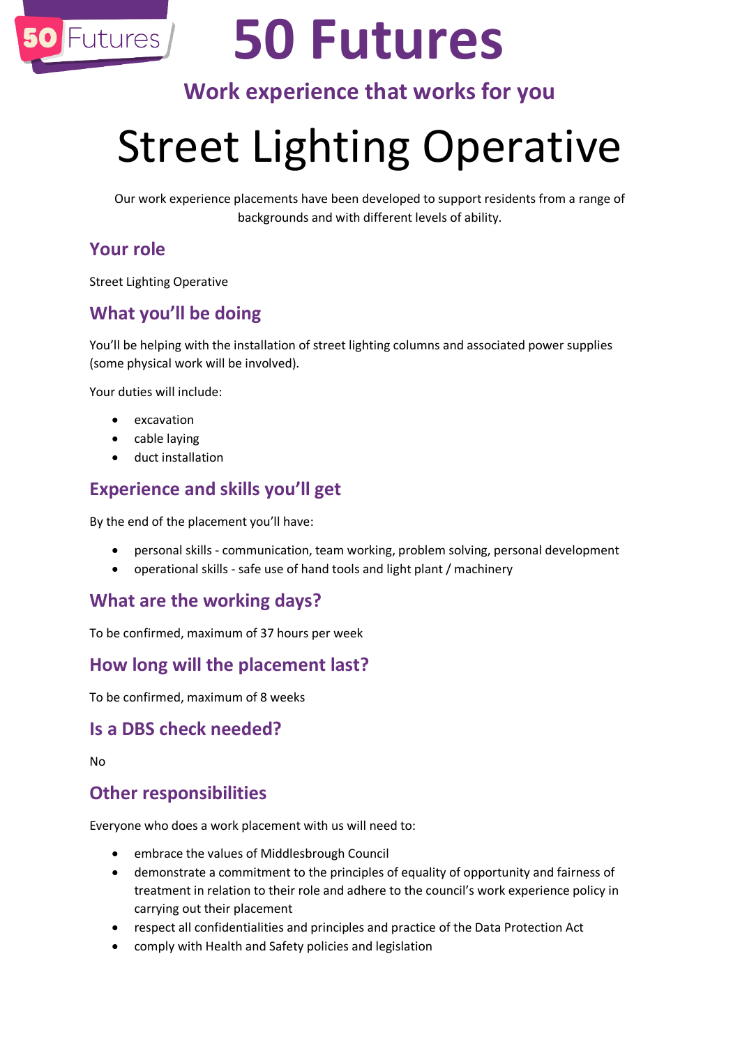# 50 Futures

## Work experience that works for you

# Street Lighting Operative

Our work experience placements have been developed to support residents from a range of backgrounds and with different levels of ability.

## Your role

Street Lighting Operative

## What you'll be doing

You'll be helping with the installation of street lighting columns and associated power supplies (some physical work will be involved).

Your duties will include:

- excavation
- cable laying
- duct installation

## Experience and skills you'll get

By the end of the placement you'll have:

- personal skills - communication, team working, problem solving, personal development
- operational skills - safe use of hand tools and light plant / machinery

## What are the working days?

To be confirmed, maximum of 37 hours per week

## How long will the placement last?

To be confirmed, maximum of 8 weeks

## Is a DBS check needed?

No

## Other responsibilities

Everyone who does a work placement with us will need to:

- embrace the values of Middlesbrough Council
- demonstrate a commitment to the principles of equality of opportunity and fairness of treatment in relation to their role and adhere to the council's work experience policy in carrying out their placement
- respect all confidentialities and principles and practice of the Data Protection Act
- comply with Health and Safety policies and legislation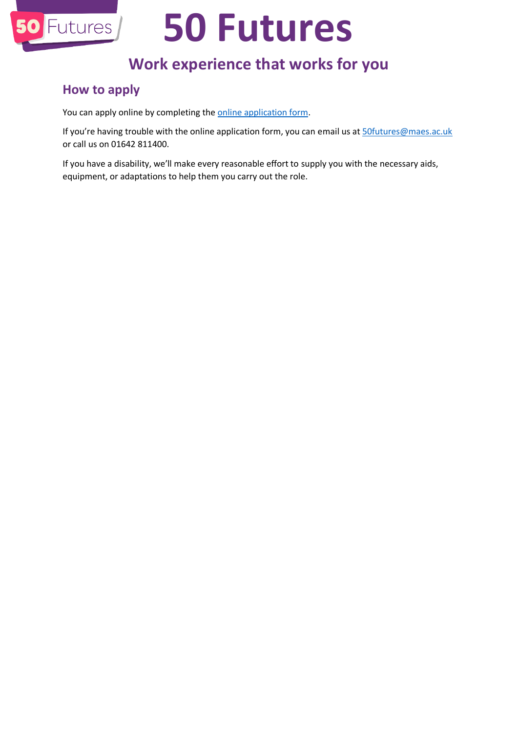# 50 Futures

## Work experience that works for you

### How to apply

You can apply online by completing the online application form.

If you're having trouble with the online application form, you can email us at 50futures@maes.ac.uk or call us on 01642 811400.

If you have a disability, we'll make every reasonable effort to supply you with the necessary aids, equipment, or adaptations to help them you carry out the role.